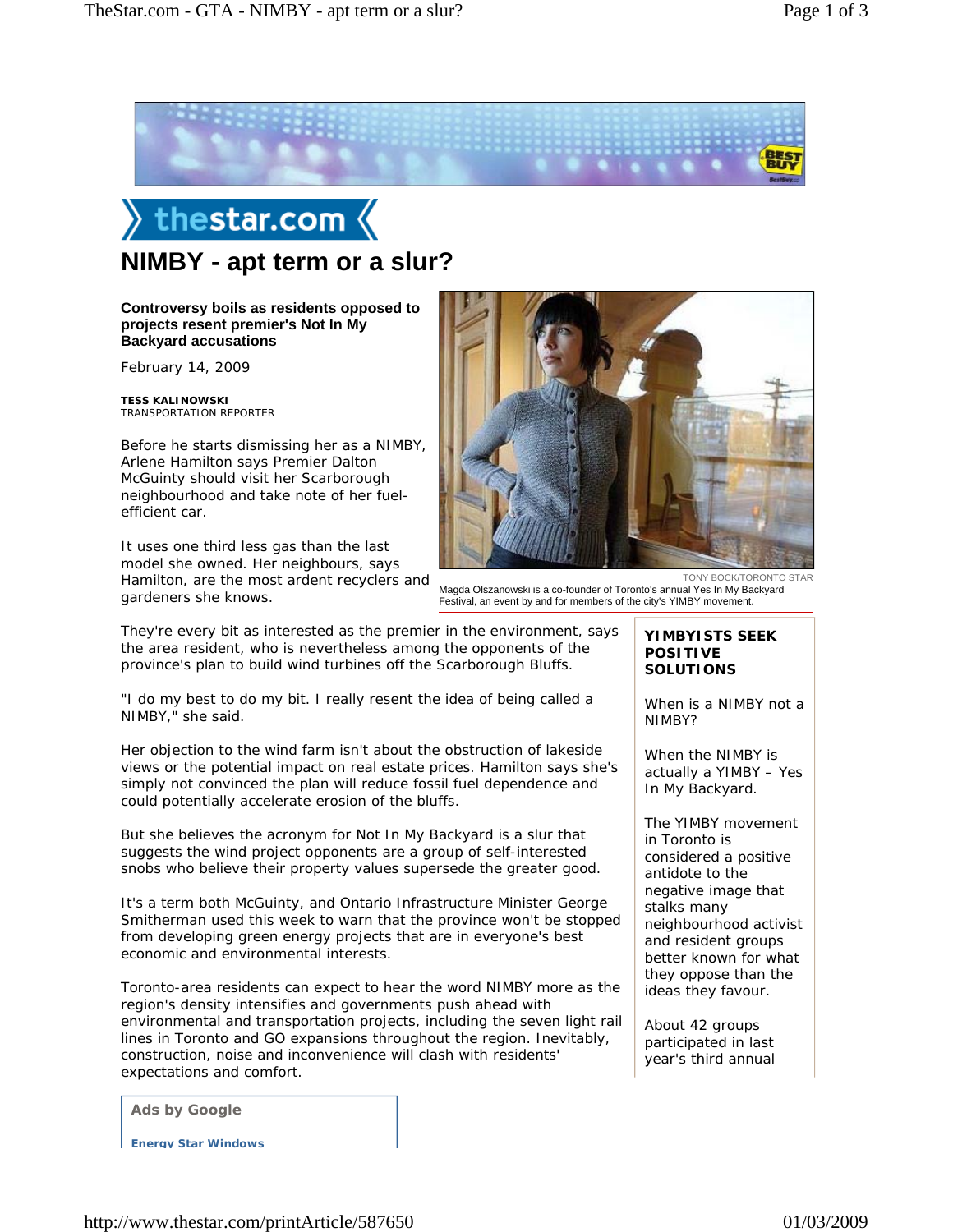# NIMBY - apt term or a slur?

**Controversy boils as residents opposed to projects resent premier's Not In My Backyard accusations**

February 14, 2009

**TESS KALINOWSKI**
TRANSPORTATION REPORTER

Before he starts dismissing her as a NIMBY, Arlene Hamilton says Premier Dalton McGuinty should visit her Scarborough neighbourhood and take note of her fuel-efficient car.

It uses one third less gas than the last model she owned. Her neighbours, says Hamilton, are the most ardent recyclers and gardeners she knows.

TONY BOCK/TORONTO STAR
Magda Olszanowski is a co-founder of Toronto's annual Yes In My Backyard Festival, an event by and for members of the city's YIMBY movement.

They're every bit as interested as the premier in the environment, says the area resident, who is nevertheless among the opponents of the province's plan to build wind turbines off the Scarborough Bluffs.

"I do my best to do my bit. I really resent the idea of being called a NIMBY," she said.

Her objection to the wind farm isn't about the obstruction of lakeside views or the potential impact on real estate prices. Hamilton says she's simply not convinced the plan will reduce fossil fuel dependence and could potentially accelerate erosion of the bluffs.

But she believes the acronym for Not In My Backyard is a slur that suggests the wind project opponents are a group of self-interested snobs who believe their property values supersede the greater good.

It's a term both McGuinty, and Ontario Infrastructure Minister George Smitherman used this week to warn that the province won't be stopped from developing green energy projects that are in everyone's best economic and environmental interests.

Toronto-area residents can expect to hear the word NIMBY more as the region's density intensifies and governments push ahead with environmental and transportation projects, including the seven light rail lines in Toronto and GO expansions throughout the region. Inevitably, construction, noise and inconvenience will clash with residents' expectations and comfort.

**YIMBYISTS SEEK POSITIVE SOLUTIONS**

When is a NIMBY not a NIMBY?

When the NIMBY is actually a YIMBY – Yes In My Backyard.

The YIMBY movement in Toronto is considered a positive antidote to the negative image that stalks many neighbourhood activist and resident groups better known for what they oppose than the ideas they favour.

About 42 groups participated in last year's third annual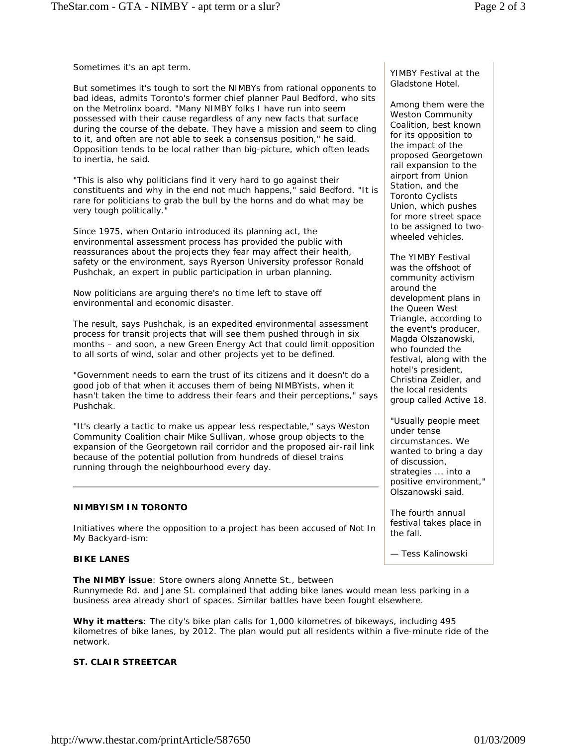Sometimes it's an apt term.

But sometimes it's tough to sort the NIMBYs from rational opponents to bad ideas, admits Toronto's former chief planner Paul Bedford, who sits on the Metrolinx board. "Many NIMBY folks I have run into seem possessed with their cause regardless of any new facts that surface during the course of the debate. They have a mission and seem to cling to it, and often are not able to seek a consensus position," he said. Opposition tends to be local rather than big-picture, which often leads to inertia, he said.

"This is also why politicians find it very hard to go against their constituents and why in the end not much happens," said Bedford. "It is rare for politicians to grab the bull by the horns and do what may be very tough politically."

Since 1975, when Ontario introduced its planning act, the environmental assessment process has provided the public with reassurances about the projects they fear may affect their health, safety or the environment, says Ryerson University professor Ronald Pushchak, an expert in public participation in urban planning.

Now politicians are arguing there's no time left to stave off environmental and economic disaster.

The result, says Pushchak, is an expedited environmental assessment process for transit projects that will see them pushed through in six months – and soon, a new Green Energy Act that could limit opposition to all sorts of wind, solar and other projects yet to be defined.

"Government needs to earn the trust of its citizens and it doesn't do a good job of that when it accuses them of being NIMBYists, when it hasn't taken the time to address their fears and their perceptions," says Pushchak.

"It's clearly a tactic to make us appear less respectable," says Weston Community Coalition chair Mike Sullivan, whose group objects to the expansion of the Georgetown rail corridor and the proposed air-rail link because of the potential pollution from hundreds of diesel trains running through the neighbourhood every day.

YIMBY Festival at the Gladstone Hotel.

Among them were the Weston Community Coalition, best known for its opposition to the impact of the proposed Georgetown rail expansion to the airport from Union Station, and the Toronto Cyclists Union, which pushes for more street space to be assigned to two-wheeled vehicles.

The YIMBY Festival was the offshoot of community activism around the development plans in the Queen West Triangle, according to the event's producer, Magda Olszanowski, who founded the festival, along with the hotel's president, Christina Zeidler, and the local residents group called Active 18.

"Usually people meet under tense circumstances. We wanted to bring a day of discussion, strategies ... into a positive environment," Olszanowski said.

The fourth annual festival takes place in the fall.

— Tess Kalinowski

---

**NIMBYISM IN TORONTO**

*Initiatives where the opposition to a project has been accused of Not In My Backyard-ism:*

**BIKE LANES**

**The NIMBY issue**: Store owners along Annette St., between Runnymede Rd. and Jane St. complained that adding bike lanes would mean less parking in a business area already short of spaces. Similar battles have been fought elsewhere.

**Why it matters**: The city's bike plan calls for 1,000 kilometres of bikeways, including 495 kilometres of bike lanes, by 2012. The plan would put all residents within a five-minute ride of the network.

**ST. CLAIR STREETCAR**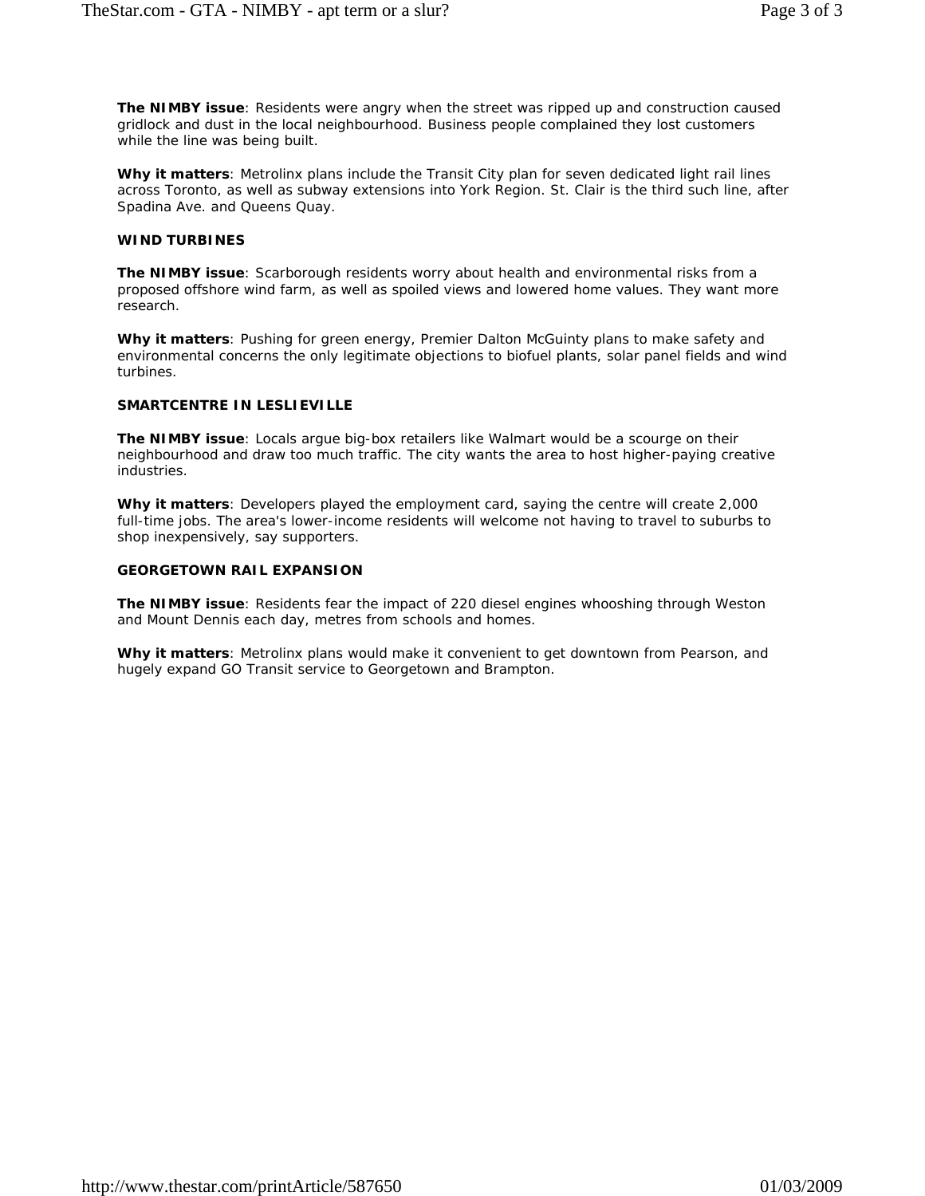**The NIMBY issue**: Residents were angry when the street was ripped up and construction caused gridlock and dust in the local neighbourhood. Business people complained they lost customers while the line was being built.

**Why it matters**: Metrolinx plans include the Transit City plan for seven dedicated light rail lines across Toronto, as well as subway extensions into York Region. St. Clair is the third such line, after Spadina Ave. and Queens Quay.

### WIND TURBINES

**The NIMBY issue**: Scarborough residents worry about health and environmental risks from a proposed offshore wind farm, as well as spoiled views and lowered home values. They want more research.

**Why it matters**: Pushing for green energy, Premier Dalton McGuinty plans to make safety and environmental concerns the only legitimate objections to biofuel plants, solar panel fields and wind turbines.

### SMARTCENTRE IN LESLIEVILLE

**The NIMBY issue**: Locals argue big-box retailers like Walmart would be a scourge on their neighbourhood and draw too much traffic. The city wants the area to host higher-paying creative industries.

**Why it matters**: Developers played the employment card, saying the centre will create 2,000 full-time jobs. The area's lower-income residents will welcome not having to travel to suburbs to shop inexpensively, say supporters.

### GEORGETOWN RAIL EXPANSION

**The NIMBY issue**: Residents fear the impact of 220 diesel engines whooshing through Weston and Mount Dennis each day, metres from schools and homes.

**Why it matters**: Metrolinx plans would make it convenient to get downtown from Pearson, and hugely expand GO Transit service to Georgetown and Brampton.